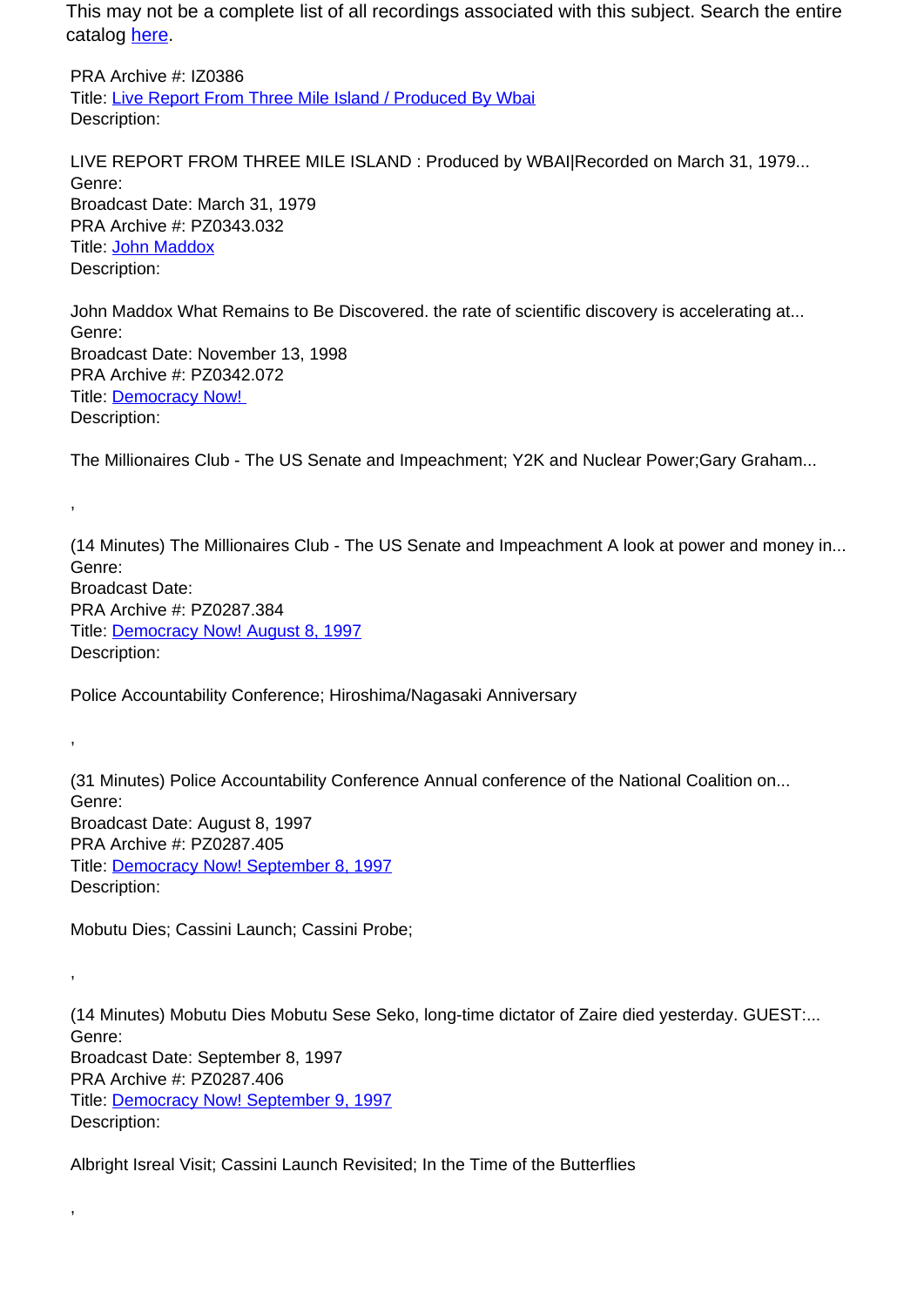This may not be a complete list of all recordings associated with this subject. Search the entire catalog [here](#).

PRA Archive #: IZ0386
Title: [Live Report From Three Mile Island / Produced By Wbai](#)
Description:

LIVE REPORT FROM THREE MILE ISLAND : Produced by WBAI|Recorded on March 31, 1979...
Genre:
Broadcast Date: March 31, 1979
PRA Archive #: PZ0343.032
Title: [John Maddox](#)
Description:

John Maddox What Remains to Be Discovered. the rate of scientific discovery is accelerating at...
Genre:
Broadcast Date: November 13, 1998
PRA Archive #: PZ0342.072
Title: [Democracy Now!](#)
Description:

The Millionaires Club - The US Senate and Impeachment; Y2K and Nuclear Power;Gary Graham...

,

(14 Minutes) The Millionaires Club - The US Senate and Impeachment A look at power and money in...
Genre:
Broadcast Date:
PRA Archive #: PZ0287.384
Title: [Democracy Now! August 8, 1997](#)
Description:

Police Accountability Conference; Hiroshima/Nagasaki Anniversary

,

(31 Minutes) Police Accountability Conference Annual conference of the National Coalition on...
Genre:
Broadcast Date: August 8, 1997
PRA Archive #: PZ0287.405
Title: [Democracy Now! September 8, 1997](#)
Description:

Mobutu Dies; Cassini Launch; Cassini Probe;

,

(14 Minutes) Mobutu Dies Mobutu Sese Seko, long-time dictator of Zaire died yesterday. GUEST:...
Genre:
Broadcast Date: September 8, 1997
PRA Archive #: PZ0287.406
Title: [Democracy Now! September 9, 1997](#)
Description:

Albright Isreal Visit; Cassini Launch Revisited; In the Time of the Butterflies

,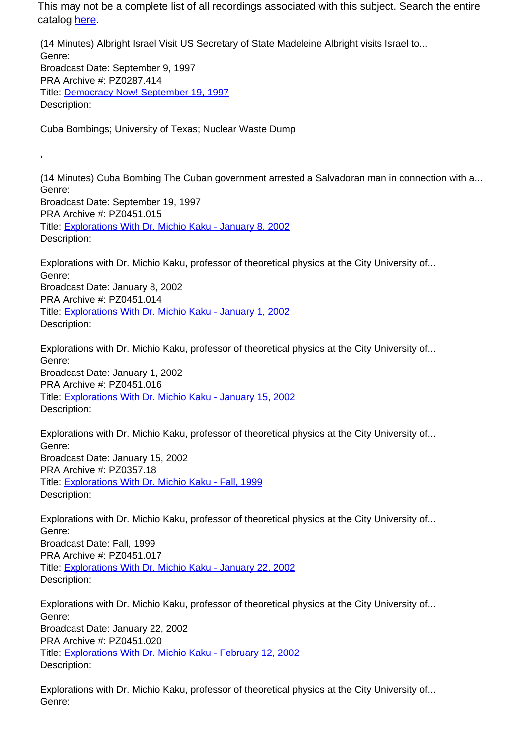This may not be a complete list of all recordings associated with this subject. Search the entire catalog here.

(14 Minutes) Albright Israel Visit US Secretary of State Madeleine Albright visits Israel to...
Genre:
Broadcast Date: September 9, 1997
PRA Archive #: PZ0287.414
Title: Democracy Now! September 19, 1997
Description:

Cuba Bombings; University of Texas; Nuclear Waste Dump

,

(14 Minutes) Cuba Bombing The Cuban government arrested a Salvadoran man in connection with a...
Genre:
Broadcast Date: September 19, 1997
PRA Archive #: PZ0451.015
Title: Explorations With Dr. Michio Kaku - January 8, 2002
Description:

Explorations with Dr. Michio Kaku, professor of theoretical physics at the City University of...
Genre:
Broadcast Date: January 8, 2002
PRA Archive #: PZ0451.014
Title: Explorations With Dr. Michio Kaku - January 1, 2002
Description:

Explorations with Dr. Michio Kaku, professor of theoretical physics at the City University of...
Genre:
Broadcast Date: January 1, 2002
PRA Archive #: PZ0451.016
Title: Explorations With Dr. Michio Kaku - January 15, 2002
Description:

Explorations with Dr. Michio Kaku, professor of theoretical physics at the City University of...
Genre:
Broadcast Date: January 15, 2002
PRA Archive #: PZ0357.18
Title: Explorations With Dr. Michio Kaku - Fall, 1999
Description:

Explorations with Dr. Michio Kaku, professor of theoretical physics at the City University of...
Genre:
Broadcast Date: Fall, 1999
PRA Archive #: PZ0451.017
Title: Explorations With Dr. Michio Kaku - January 22, 2002
Description:

Explorations with Dr. Michio Kaku, professor of theoretical physics at the City University of...
Genre:
Broadcast Date: January 22, 2002
PRA Archive #: PZ0451.020
Title: Explorations With Dr. Michio Kaku - February 12, 2002
Description:

Explorations with Dr. Michio Kaku, professor of theoretical physics at the City University of...
Genre: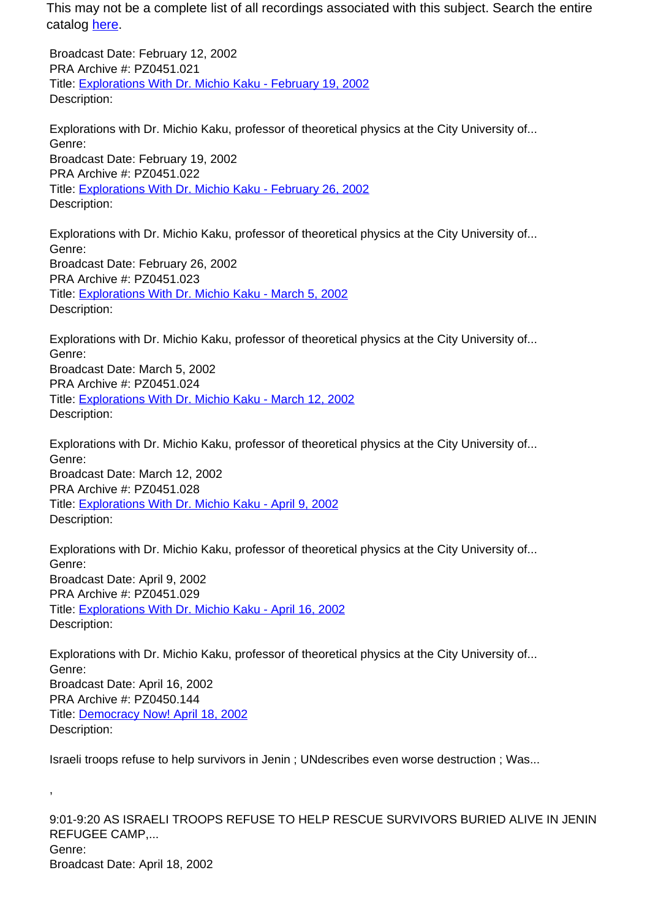This may not be a complete list of all recordings associated with this subject. Search the entire catalog here.

Broadcast Date: February 12, 2002
PRA Archive #: PZ0451.021
Title: Explorations With Dr. Michio Kaku - February 19, 2002
Description:

Explorations with Dr. Michio Kaku, professor of theoretical physics at the City University of...
Genre:
Broadcast Date: February 19, 2002
PRA Archive #: PZ0451.022
Title: Explorations With Dr. Michio Kaku - February 26, 2002
Description:

Explorations with Dr. Michio Kaku, professor of theoretical physics at the City University of...
Genre:
Broadcast Date: February 26, 2002
PRA Archive #: PZ0451.023
Title: Explorations With Dr. Michio Kaku - March 5, 2002
Description:

Explorations with Dr. Michio Kaku, professor of theoretical physics at the City University of...
Genre:
Broadcast Date: March 5, 2002
PRA Archive #: PZ0451.024
Title: Explorations With Dr. Michio Kaku - March 12, 2002
Description:

Explorations with Dr. Michio Kaku, professor of theoretical physics at the City University of...
Genre:
Broadcast Date: March 12, 2002
PRA Archive #: PZ0451.028
Title: Explorations With Dr. Michio Kaku - April 9, 2002
Description:

Explorations with Dr. Michio Kaku, professor of theoretical physics at the City University of...
Genre:
Broadcast Date: April 9, 2002
PRA Archive #: PZ0451.029
Title: Explorations With Dr. Michio Kaku - April 16, 2002
Description:

Explorations with Dr. Michio Kaku, professor of theoretical physics at the City University of...
Genre:
Broadcast Date: April 16, 2002
PRA Archive #: PZ0450.144
Title: Democracy Now! April 18, 2002
Description:

Israeli troops refuse to help survivors in Jenin ; UNdescribes even worse destruction ; Was...

,

9:01-9:20 AS ISRAELI TROOPS REFUSE TO HELP RESCUE SURVIVORS BURIED ALIVE IN JENIN REFUGEE CAMP,...
Genre:
Broadcast Date: April 18, 2002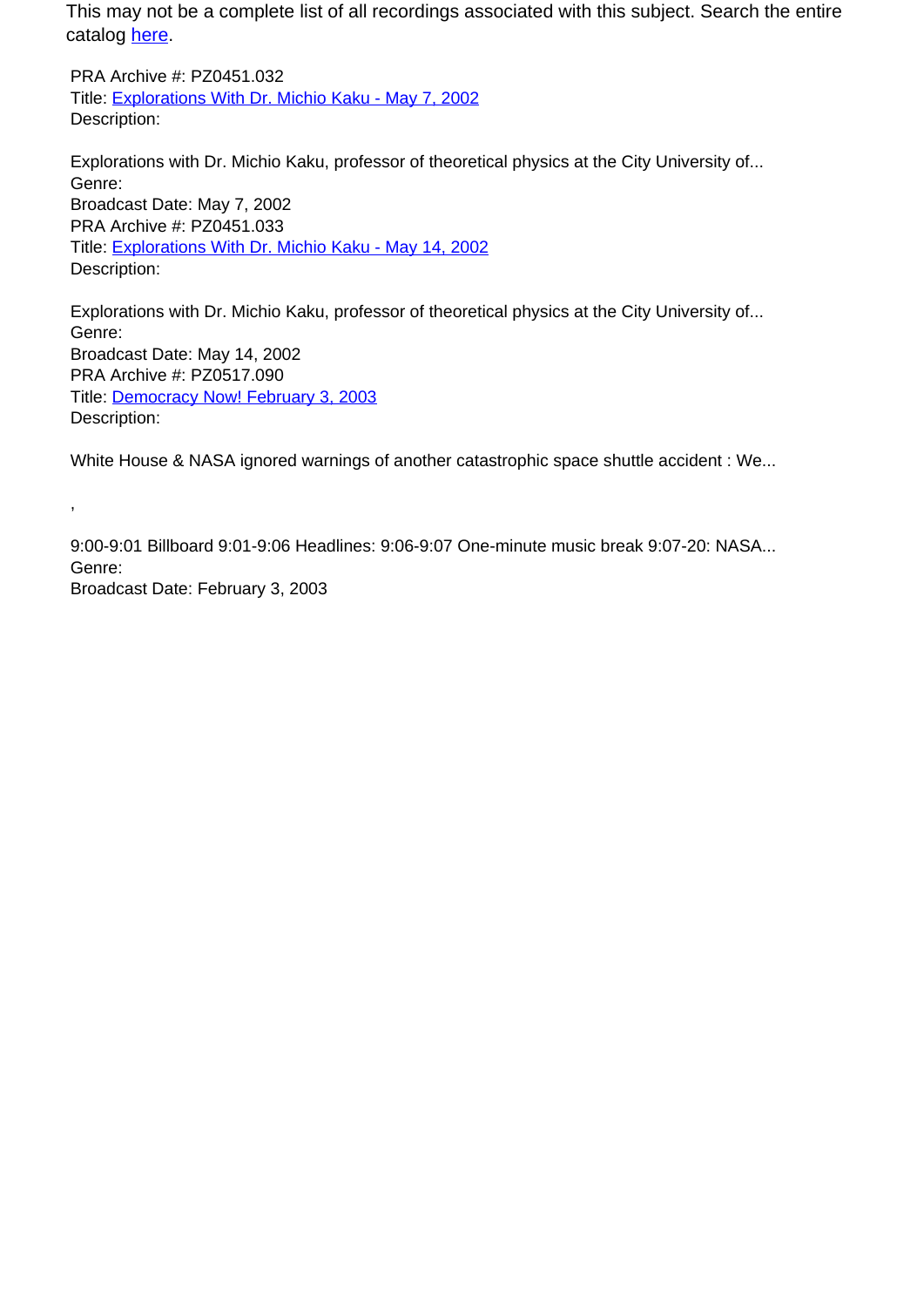This may not be a complete list of all recordings associated with this subject. Search the entire catalog here.

PRA Archive #: PZ0451.032
Title: Explorations With Dr. Michio Kaku - May 7, 2002
Description:

Explorations with Dr. Michio Kaku, professor of theoretical physics at the City University of...
Genre:
Broadcast Date: May 7, 2002
PRA Archive #: PZ0451.033
Title: Explorations With Dr. Michio Kaku - May 14, 2002
Description:

Explorations with Dr. Michio Kaku, professor of theoretical physics at the City University of...
Genre:
Broadcast Date: May 14, 2002
PRA Archive #: PZ0517.090
Title: Democracy Now! February 3, 2003
Description:

White House & NASA ignored warnings of another catastrophic space shuttle accident : We...

,

9:00-9:01 Billboard 9:01-9:06 Headlines: 9:06-9:07 One-minute music break 9:07-20: NASA...
Genre:
Broadcast Date: February 3, 2003